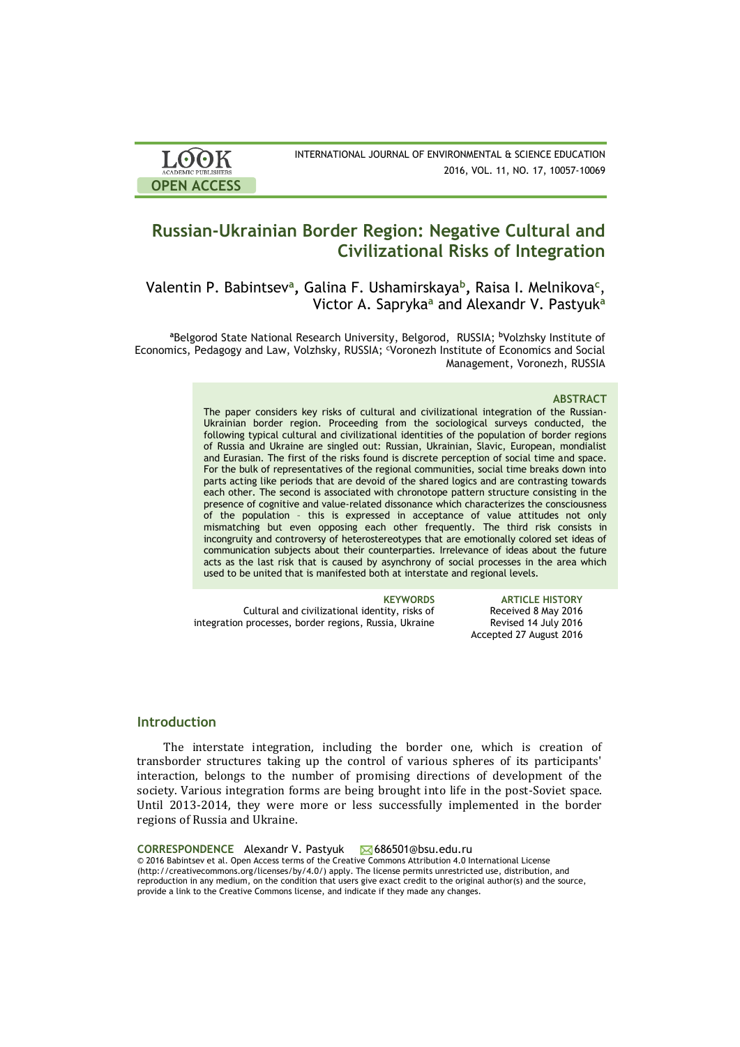# Russian-Ukrainian Border Region: Negative Cultural and Civilizational Risks of Integration

Valentin P. Babintsev[a], Galina F. Ushamirskaya[b], Raisa I. Melnikova[c], Victor A. Sapryka[a] and Alexandr V. Pastyuk[a]

[a]Belgorod State National Research University, Belgorod, RUSSIA; [b]Volzhsky Institute of Economics, Pedagogy and Law, Volzhsky, RUSSIA; [c]Voronezh Institute of Economics and Social Management, Voronezh, RUSSIA

### ABSTRACT

The paper considers key risks of cultural and civilizational integration of the Russian-Ukrainian border region. Proceeding from the sociological surveys conducted, the following typical cultural and civilizational identities of the population of border regions of Russia and Ukraine are singled out: Russian, Ukrainian, Slavic, European, mondialist and Eurasian. The first of the risks found is discrete perception of social time and space. For the bulk of representatives of the regional communities, social time breaks down into parts acting like periods that are devoid of the shared logics and are contrasting towards each other. The second is associated with chronotope pattern structure consisting in the presence of cognitive and value-related dissonance which characterizes the consciousness of the population – this is expressed in acceptance of value attitudes not only mismatching but even opposing each other frequently. The third risk consists in incongruity and controversy of heterostereotypes that are emotionally colored set ideas of communication subjects about their counterparties. Irrelevance of ideas about the future acts as the last risk that is caused by asynchrony of social processes in the area which used to be united that is manifested both at interstate and regional levels.

**KEYWORDS**
Cultural and civilizational identity, risks of integration processes, border regions, Russia, Ukraine

**ARTICLE HISTORY**
Received 8 May 2016
Revised 14 July 2016
Accepted 27 August 2016

## Introduction

The interstate integration, including the border one, which is creation of transborder structures taking up the control of various spheres of its participants' interaction, belongs to the number of promising directions of development of the society. Various integration forms are being brought into life in the post-Soviet space. Until 2013-2014, they were more or less successfully implemented in the border regions of Russia and Ukraine.

**CORRESPONDENCE** Alexandr V. Pastyuk 686501@bsu.edu.ru

© 2016 Babintsev et al. Open Access terms of the Creative Commons Attribution 4.0 International License (http://creativecommons.org/licenses/by/4.0/) apply. The license permits unrestricted use, distribution, and reproduction in any medium, on the condition that users give exact credit to the original author(s) and the source, provide a link to the Creative Commons license, and indicate if they made any changes.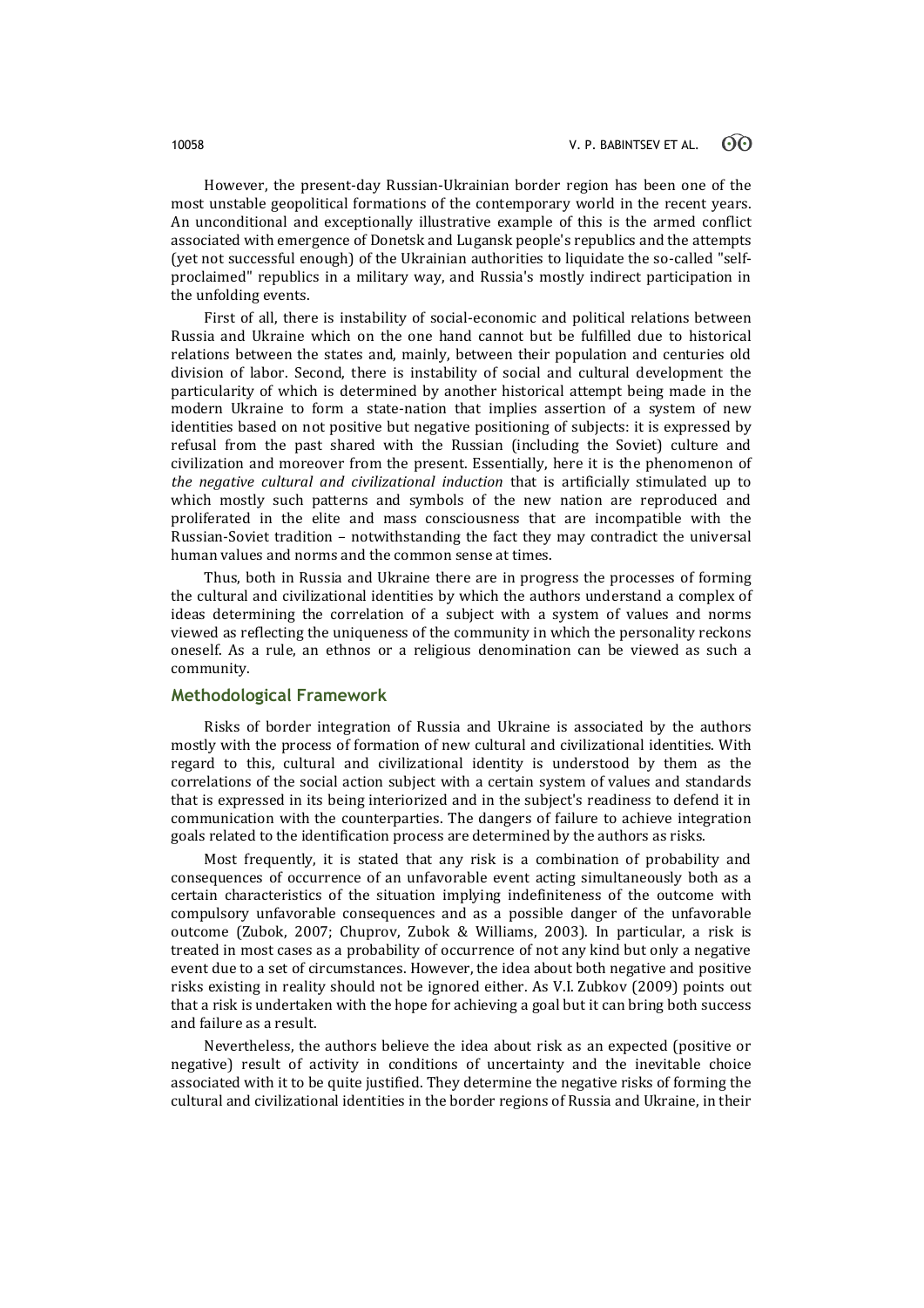However, the present-day Russian-Ukrainian border region has been one of the most unstable geopolitical formations of the contemporary world in the recent years. An unconditional and exceptionally illustrative example of this is the armed conflict associated with emergence of Donetsk and Lugansk people's republics and the attempts (yet not successful enough) of the Ukrainian authorities to liquidate the so-called "self-proclaimed" republics in a military way, and Russia's mostly indirect participation in the unfolding events.

First of all, there is instability of social-economic and political relations between Russia and Ukraine which on the one hand cannot but be fulfilled due to historical relations between the states and, mainly, between their population and centuries old division of labor. Second, there is instability of social and cultural development the particularity of which is determined by another historical attempt being made in the modern Ukraine to form a state-nation that implies assertion of a system of new identities based on not positive but negative positioning of subjects: it is expressed by refusal from the past shared with the Russian (including the Soviet) culture and civilization and moreover from the present. Essentially, here it is the phenomenon of *the negative cultural and civilizational induction* that is artificially stimulated up to which mostly such patterns and symbols of the new nation are reproduced and proliferated in the elite and mass consciousness that are incompatible with the Russian-Soviet tradition – notwithstanding the fact they may contradict the universal human values and norms and the common sense at times.

Thus, both in Russia and Ukraine there are in progress the processes of forming the cultural and civilizational identities by which the authors understand a complex of ideas determining the correlation of a subject with a system of values and norms viewed as reflecting the uniqueness of the community in which the personality reckons oneself. As a rule, an ethnos or a religious denomination can be viewed as such a community.

## Methodological Framework

Risks of border integration of Russia and Ukraine is associated by the authors mostly with the process of formation of new cultural and civilizational identities. With regard to this, cultural and civilizational identity is understood by them as the correlations of the social action subject with a certain system of values and standards that is expressed in its being interiorized and in the subject's readiness to defend it in communication with the counterparties. The dangers of failure to achieve integration goals related to the identification process are determined by the authors as risks.

Most frequently, it is stated that any risk is a combination of probability and consequences of occurrence of an unfavorable event acting simultaneously both as a certain characteristics of the situation implying indefiniteness of the outcome with compulsory unfavorable consequences and as a possible danger of the unfavorable outcome (Zubok, 2007; Chuprov, Zubok & Williams, 2003). In particular, a risk is treated in most cases as a probability of occurrence of not any kind but only a negative event due to a set of circumstances. However, the idea about both negative and positive risks existing in reality should not be ignored either. As V.I. Zubkov (2009) points out that a risk is undertaken with the hope for achieving a goal but it can bring both success and failure as a result.

Nevertheless, the authors believe the idea about risk as an expected (positive or negative) result of activity in conditions of uncertainty and the inevitable choice associated with it to be quite justified. They determine the negative risks of forming the cultural and civilizational identities in the border regions of Russia and Ukraine, in their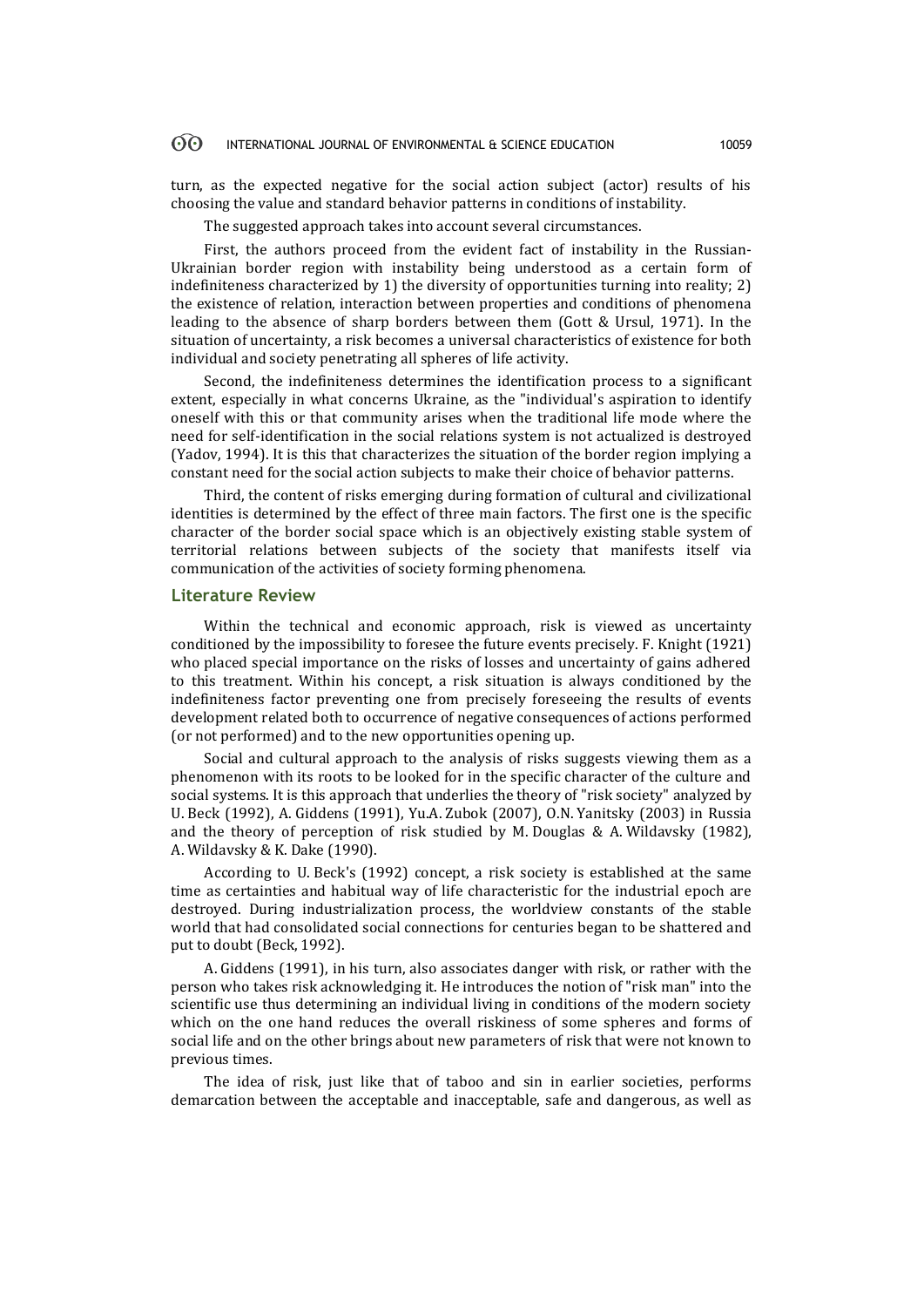turn, as the expected negative for the social action subject (actor) results of his choosing the value and standard behavior patterns in conditions of instability.

The suggested approach takes into account several circumstances.

First, the authors proceed from the evident fact of instability in the Russian-Ukrainian border region with instability being understood as a certain form of indefiniteness characterized by 1) the diversity of opportunities turning into reality; 2) the existence of relation, interaction between properties and conditions of phenomena leading to the absence of sharp borders between them (Gott & Ursul, 1971). In the situation of uncertainty, a risk becomes a universal characteristics of existence for both individual and society penetrating all spheres of life activity.

Second, the indefiniteness determines the identification process to a significant extent, especially in what concerns Ukraine, as the "individual's aspiration to identify oneself with this or that community arises when the traditional life mode where the need for self-identification in the social relations system is not actualized is destroyed (Yadov, 1994). It is this that characterizes the situation of the border region implying a constant need for the social action subjects to make their choice of behavior patterns.

Third, the content of risks emerging during formation of cultural and civilizational identities is determined by the effect of three main factors. The first one is the specific character of the border social space which is an objectively existing stable system of territorial relations between subjects of the society that manifests itself via communication of the activities of society forming phenomena.

## Literature Review

Within the technical and economic approach, risk is viewed as uncertainty conditioned by the impossibility to foresee the future events precisely. F. Knight (1921) who placed special importance on the risks of losses and uncertainty of gains adhered to this treatment. Within his concept, a risk situation is always conditioned by the indefiniteness factor preventing one from precisely foreseeing the results of events development related both to occurrence of negative consequences of actions performed (or not performed) and to the new opportunities opening up.

Social and cultural approach to the analysis of risks suggests viewing them as a phenomenon with its roots to be looked for in the specific character of the culture and social systems. It is this approach that underlies the theory of "risk society" analyzed by U. Beck (1992), A. Giddens (1991), Yu.A. Zubok (2007), O.N. Yanitsky (2003) in Russia and the theory of perception of risk studied by M. Douglas & A. Wildavsky (1982), A. Wildavsky & K. Dake (1990).

According to U. Beck's (1992) concept, a risk society is established at the same time as certainties and habitual way of life characteristic for the industrial epoch are destroyed. During industrialization process, the worldview constants of the stable world that had consolidated social connections for centuries began to be shattered and put to doubt (Beck, 1992).

A. Giddens (1991), in his turn, also associates danger with risk, or rather with the person who takes risk acknowledging it. He introduces the notion of "risk man" into the scientific use thus determining an individual living in conditions of the modern society which on the one hand reduces the overall riskiness of some spheres and forms of social life and on the other brings about new parameters of risk that were not known to previous times.

The idea of risk, just like that of taboo and sin in earlier societies, performs demarcation between the acceptable and inacceptable, safe and dangerous, as well as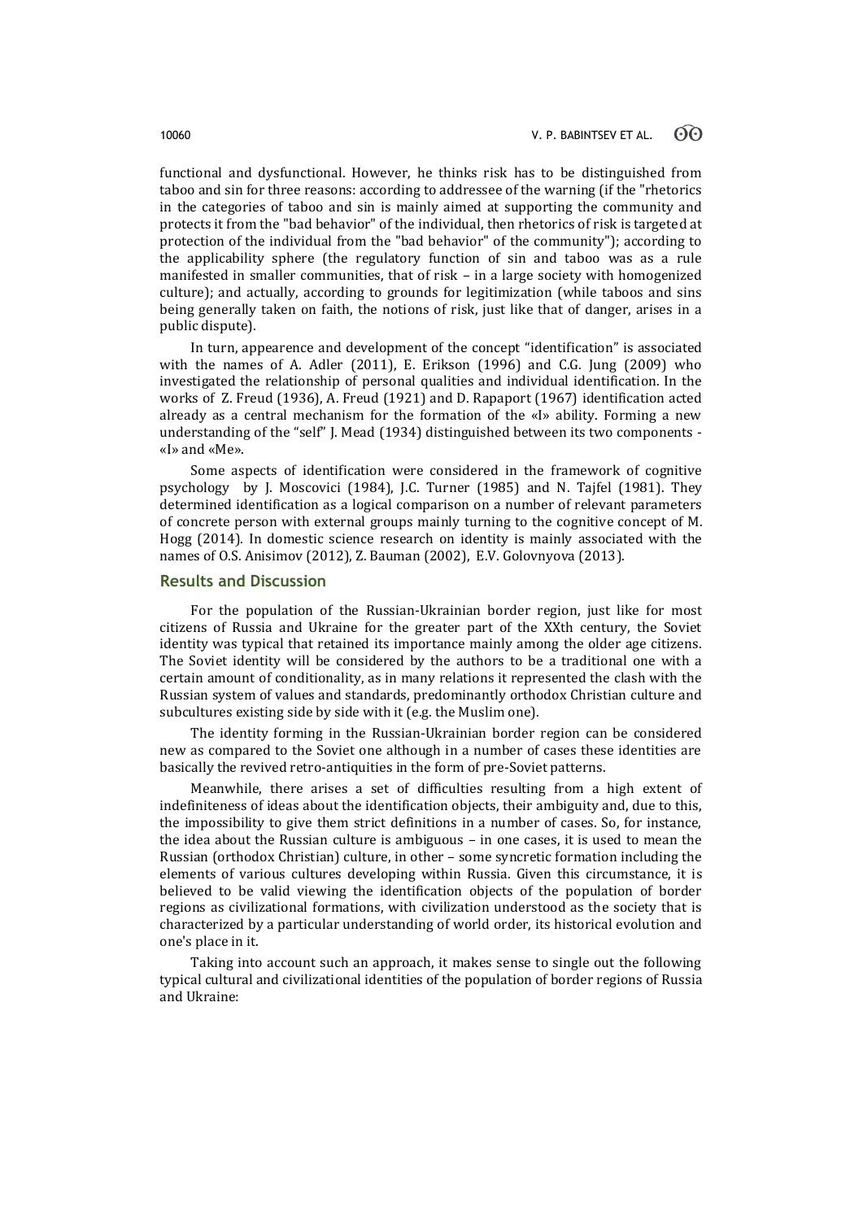functional and dysfunctional. However, he thinks risk has to be distinguished from taboo and sin for three reasons: according to addressee of the warning (if the "rhetorics in the categories of taboo and sin is mainly aimed at supporting the community and protects it from the "bad behavior" of the individual, then rhetorics of risk is targeted at protection of the individual from the "bad behavior" of the community"); according to the applicability sphere (the regulatory function of sin and taboo was as a rule manifested in smaller communities, that of risk – in a large society with homogenized culture); and actually, according to grounds for legitimization (while taboos and sins being generally taken on faith, the notions of risk, just like that of danger, arises in a public dispute).

In turn, appearence and development of the concept "identification" is associated with the names of A. Adler (2011), E. Erikson (1996) and C.G. Jung (2009) who investigated the relationship of personal qualities and individual identification. In the works of Z. Freud (1936), A. Freud (1921) and D. Rapaport (1967) identification acted already as a central mechanism for the formation of the «I» ability. Forming a new understanding of the "self" J. Mead (1934) distinguished between its two components - «I» and «Me».

Some aspects of identification were considered in the framework of cognitive psychology by J. Moscovici (1984), J.C. Turner (1985) and N. Tajfel (1981). They determined identification as a logical comparison on a number of relevant parameters of concrete person with external groups mainly turning to the cognitive concept of M. Hogg (2014). In domestic science research on identity is mainly associated with the names of O.S. Anisimov (2012), Z. Bauman (2002), E.V. Golovnyova (2013).

## Results and Discussion

For the population of the Russian-Ukrainian border region, just like for most citizens of Russia and Ukraine for the greater part of the XXth century, the Soviet identity was typical that retained its importance mainly among the older age citizens. The Soviet identity will be considered by the authors to be a traditional one with a certain amount of conditionality, as in many relations it represented the clash with the Russian system of values and standards, predominantly orthodox Christian culture and subcultures existing side by side with it (e.g. the Muslim one).

The identity forming in the Russian-Ukrainian border region can be considered new as compared to the Soviet one although in a number of cases these identities are basically the revived retro-antiquities in the form of pre-Soviet patterns.

Meanwhile, there arises a set of difficulties resulting from a high extent of indefiniteness of ideas about the identification objects, their ambiguity and, due to this, the impossibility to give them strict definitions in a number of cases. So, for instance, the idea about the Russian culture is ambiguous – in one cases, it is used to mean the Russian (orthodox Christian) culture, in other – some syncretic formation including the elements of various cultures developing within Russia. Given this circumstance, it is believed to be valid viewing the identification objects of the population of border regions as civilizational formations, with civilization understood as the society that is characterized by a particular understanding of world order, its historical evolution and one's place in it.

Taking into account such an approach, it makes sense to single out the following typical cultural and civilizational identities of the population of border regions of Russia and Ukraine: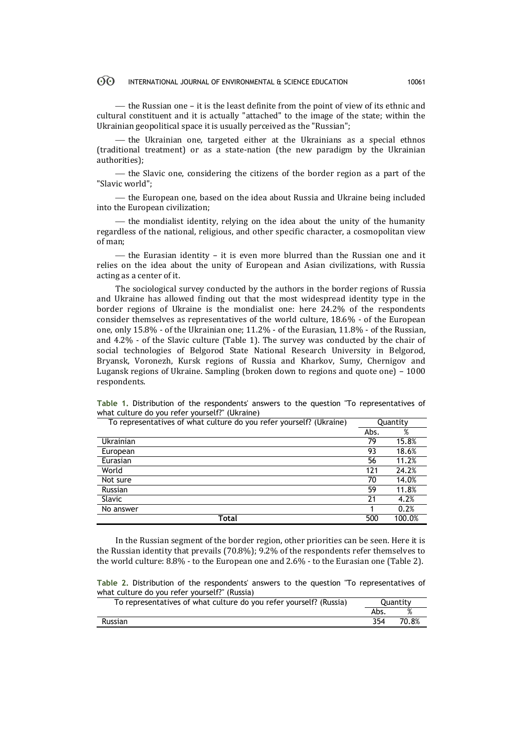— the Russian one – it is the least definite from the point of view of its ethnic and cultural constituent and it is actually "attached" to the image of the state; within the Ukrainian geopolitical space it is usually perceived as the "Russian";

— the Ukrainian one, targeted either at the Ukrainians as a special ethnos (traditional treatment) or as a state-nation (the new paradigm by the Ukrainian authorities);

— the Slavic one, considering the citizens of the border region as a part of the "Slavic world";

— the European one, based on the idea about Russia and Ukraine being included into the European civilization;

— the mondialist identity, relying on the idea about the unity of the humanity regardless of the national, religious, and other specific character, a cosmopolitan view of man;

— the Eurasian identity – it is even more blurred than the Russian one and it relies on the idea about the unity of European and Asian civilizations, with Russia acting as a center of it.

The sociological survey conducted by the authors in the border regions of Russia and Ukraine has allowed finding out that the most widespread identity type in the border regions of Ukraine is the mondialist one: here 24.2% of the respondents consider themselves as representatives of the world culture, 18.6% - of the European one, only 15.8% - of the Ukrainian one; 11.2% - of the Eurasian, 11.8% - of the Russian, and 4.2% - of the Slavic culture (Table 1). The survey was conducted by the chair of social technologies of Belgorod State National Research University in Belgorod, Bryansk, Voronezh, Kursk regions of Russia and Kharkov, Sumy, Chernigov and Lugansk regions of Ukraine. Sampling (broken down to regions and quote one) – 1000 respondents.

**Table 1.** Distribution of the respondents' answers to the question "To representatives of what culture do you refer yourself?" (Ukraine)

| To representatives of what culture do you refer yourself? (Ukraine) | Quantity | |
|---|---|---|
| | Abs. | % |
| Ukrainian | 79 | 15.8% |
| European | 93 | 18.6% |
| Eurasian | 56 | 11.2% |
| World | 121 | 24.2% |
| Not sure | 70 | 14.0% |
| Russian | 59 | 11.8% |
| Slavic | 21 | 4.2% |
| No answer | 1 | 0.2% |
| **Total** | 500 | 100.0% |

In the Russian segment of the border region, other priorities can be seen. Here it is the Russian identity that prevails (70.8%); 9.2% of the respondents refer themselves to the world culture: 8.8% - to the European one and 2.6% - to the Eurasian one (Table 2).

**Table 2.** Distribution of the respondents' answers to the question "To representatives of what culture do you refer yourself?" (Russia)

| To representatives of what culture do you refer yourself? (Russia) | Quantity | |
|---|---|---|
| | Abs. | % |
| Russian | 354 | 70.8% |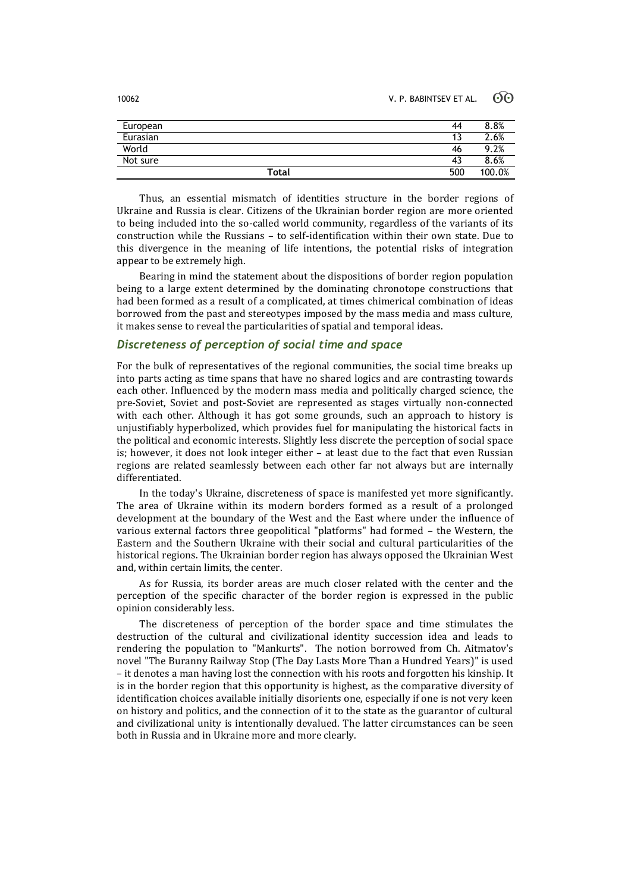| | | |
|---|---|---|
| European | 44 | 8.8% |
| Eurasian | 13 | 2.6% |
| World | 46 | 9.2% |
| Not sure | 43 | 8.6% |
| **Total** | 500 | 100.0% |

Thus, an essential mismatch of identities structure in the border regions of Ukraine and Russia is clear. Citizens of the Ukrainian border region are more oriented to being included into the so-called world community, regardless of the variants of its construction while the Russians – to self-identification within their own state. Due to this divergence in the meaning of life intentions, the potential risks of integration appear to be extremely high.

Bearing in mind the statement about the dispositions of border region population being to a large extent determined by the dominating chronotope constructions that had been formed as a result of a complicated, at times chimerical combination of ideas borrowed from the past and stereotypes imposed by the mass media and mass culture, it makes sense to reveal the particularities of spatial and temporal ideas.

### *Discreteness of perception of social time and space*

For the bulk of representatives of the regional communities, the social time breaks up into parts acting as time spans that have no shared logics and are contrasting towards each other. Influenced by the modern mass media and politically charged science, the pre-Soviet, Soviet and post-Soviet are represented as stages virtually non-connected with each other. Although it has got some grounds, such an approach to history is unjustifiably hyperbolized, which provides fuel for manipulating the historical facts in the political and economic interests. Slightly less discrete the perception of social space is; however, it does not look integer either – at least due to the fact that even Russian regions are related seamlessly between each other far not always but are internally differentiated.

In the today's Ukraine, discreteness of space is manifested yet more significantly. The area of Ukraine within its modern borders formed as a result of a prolonged development at the boundary of the West and the East where under the influence of various external factors three geopolitical "platforms" had formed – the Western, the Eastern and the Southern Ukraine with their social and cultural particularities of the historical regions. The Ukrainian border region has always opposed the Ukrainian West and, within certain limits, the center.

As for Russia, its border areas are much closer related with the center and the perception of the specific character of the border region is expressed in the public opinion considerably less.

The discreteness of perception of the border space and time stimulates the destruction of the cultural and civilizational identity succession idea and leads to rendering the population to "Mankurts". The notion borrowed from Ch. Aitmatov's novel "The Buranny Railway Stop (The Day Lasts More Than a Hundred Years)" is used – it denotes a man having lost the connection with his roots and forgotten his kinship. It is in the border region that this opportunity is highest, as the comparative diversity of identification choices available initially disorients one, especially if one is not very keen on history and politics, and the connection of it to the state as the guarantor of cultural and civilizational unity is intentionally devalued. The latter circumstances can be seen both in Russia and in Ukraine more and more clearly.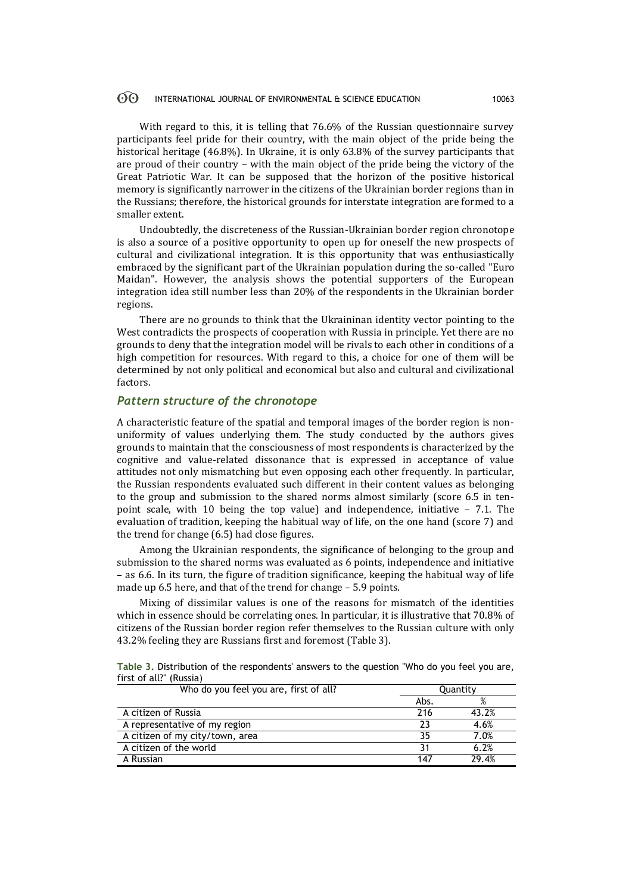With regard to this, it is telling that 76.6% of the Russian questionnaire survey participants feel pride for their country, with the main object of the pride being the historical heritage (46.8%). In Ukraine, it is only 63.8% of the survey participants that are proud of their country – with the main object of the pride being the victory of the Great Patriotic War. It can be supposed that the horizon of the positive historical memory is significantly narrower in the citizens of the Ukrainian border regions than in the Russians; therefore, the historical grounds for interstate integration are formed to a smaller extent.

Undoubtedly, the discreteness of the Russian-Ukrainian border region chronotope is also a source of a positive opportunity to open up for oneself the new prospects of cultural and civilizational integration. It is this opportunity that was enthusiastically embraced by the significant part of the Ukrainian population during the so-called "Euro Maidan". However, the analysis shows the potential supporters of the European integration idea still number less than 20% of the respondents in the Ukrainian border regions.

There are no grounds to think that the Ukraininan identity vector pointing to the West contradicts the prospects of cooperation with Russia in principle. Yet there are no grounds to deny that the integration model will be rivals to each other in conditions of a high competition for resources. With regard to this, a choice for one of them will be determined by not only political and economical but also and cultural and civilizational factors.

### *Pattern structure of the chronotope*

A characteristic feature of the spatial and temporal images of the border region is non-uniformity of values underlying them. The study conducted by the authors gives grounds to maintain that the consciousness of most respondents is characterized by the cognitive and value-related dissonance that is expressed in acceptance of value attitudes not only mismatching but even opposing each other frequently. In particular, the Russian respondents evaluated such different in their content values as belonging to the group and submission to the shared norms almost similarly (score 6.5 in ten-point scale, with 10 being the top value) and independence, initiative – 7.1. The evaluation of tradition, keeping the habitual way of life, on the one hand (score 7) and the trend for change (6.5) had close figures.

Among the Ukrainian respondents, the significance of belonging to the group and submission to the shared norms was evaluated as 6 points, independence and initiative – as 6.6. In its turn, the figure of tradition significance, keeping the habitual way of life made up 6.5 here, and that of the trend for change – 5.9 points.

Mixing of dissimilar values is one of the reasons for mismatch of the identities which in essence should be correlating ones. In particular, it is illustrative that 70.8% of citizens of the Russian border region refer themselves to the Russian culture with only 43.2% feeling they are Russians first and foremost (Table 3).

**Table 3.** Distribution of the respondents' answers to the question "Who do you feel you are, first of all?" (Russia)

| Who do you feel you are, first of all? | Quantity | |
|---|---|---|
| | Abs. | % |
| A citizen of Russia | 216 | 43.2% |
| A representative of my region | 23 | 4.6% |
| A citizen of my city/town, area | 35 | 7.0% |
| A citizen of the world | 31 | 6.2% |
| A Russian | 147 | 29.4% |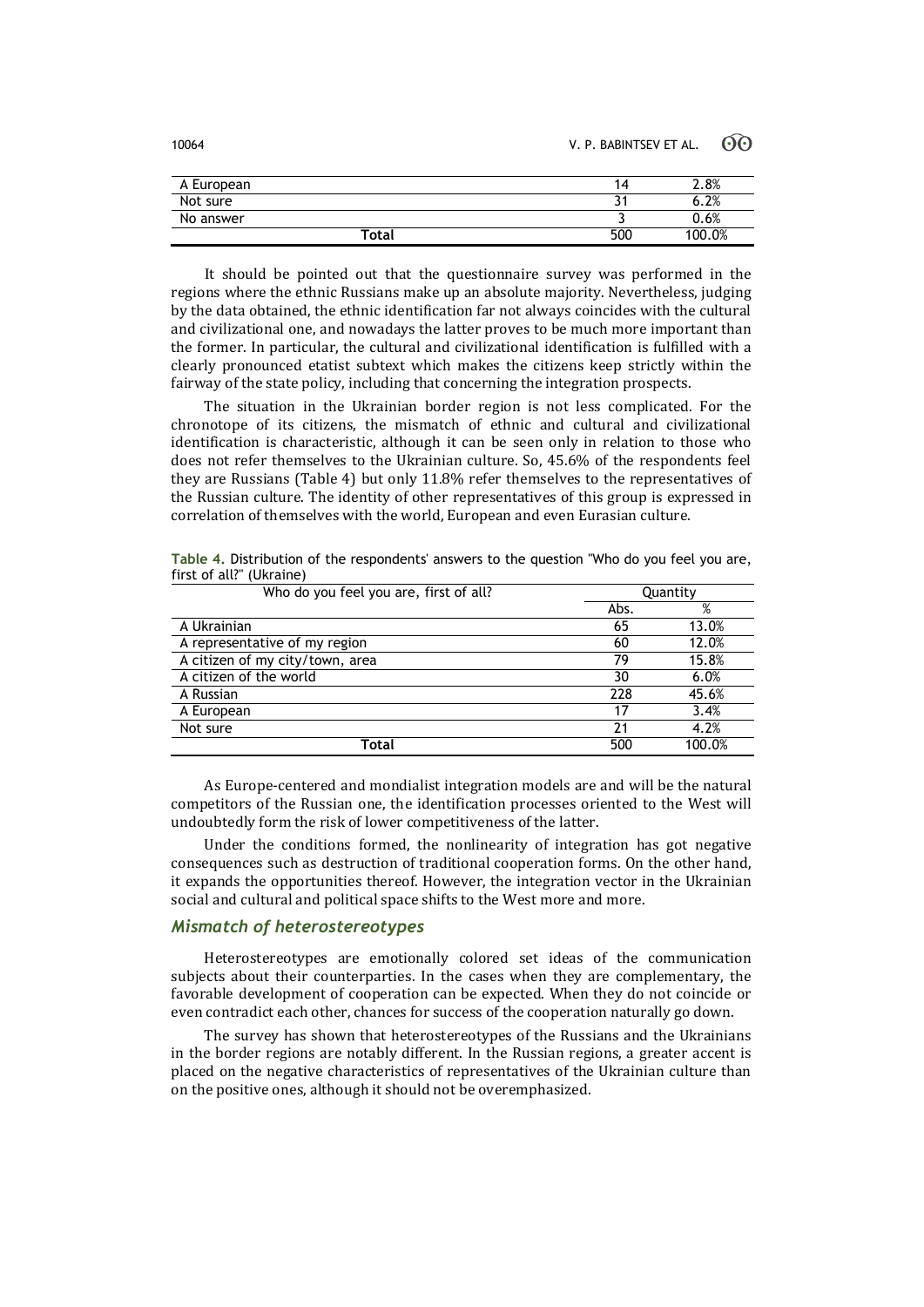| A European | 14 | 2.8% |
|---|---|---|
| Not sure | 31 | 6.2% |
| No answer | 3 | 0.6% |
| **Total** | 500 | 100.0% |

It should be pointed out that the questionnaire survey was performed in the regions where the ethnic Russians make up an absolute majority. Nevertheless, judging by the data obtained, the ethnic identification far not always coincides with the cultural and civilizational one, and nowadays the latter proves to be much more important than the former. In particular, the cultural and civilizational identification is fulfilled with a clearly pronounced etatist subtext which makes the citizens keep strictly within the fairway of the state policy, including that concerning the integration prospects.

The situation in the Ukrainian border region is not less complicated. For the chronotope of its citizens, the mismatch of ethnic and cultural and civilizational identification is characteristic, although it can be seen only in relation to those who does not refer themselves to the Ukrainian culture. So, 45.6% of the respondents feel they are Russians (Table 4) but only 11.8% refer themselves to the representatives of the Russian culture. The identity of other representatives of this group is expressed in correlation of themselves with the world, European and even Eurasian culture.

**Table 4.** Distribution of the respondents' answers to the question "Who do you feel you are, first of all?" (Ukraine)

| Who do you feel you are, first of all? | Quantity | |
|---|---|---|
| | Abs. | % |
| A Ukrainian | 65 | 13.0% |
| A representative of my region | 60 | 12.0% |
| A citizen of my city/town, area | 79 | 15.8% |
| A citizen of the world | 30 | 6.0% |
| A Russian | 228 | 45.6% |
| A European | 17 | 3.4% |
| Not sure | 21 | 4.2% |
| **Total** | 500 | 100.0% |

As Europe-centered and mondialist integration models are and will be the natural competitors of the Russian one, the identification processes oriented to the West will undoubtedly form the risk of lower competitiveness of the latter.

Under the conditions formed, the nonlinearity of integration has got negative consequences such as destruction of traditional cooperation forms. On the other hand, it expands the opportunities thereof. However, the integration vector in the Ukrainian social and cultural and political space shifts to the West more and more.

### *Mismatch of heterostereotypes*

Heterostereotypes are emotionally colored set ideas of the communication subjects about their counterparties. In the cases when they are complementary, the favorable development of cooperation can be expected. When they do not coincide or even contradict each other, chances for success of the cooperation naturally go down.

The survey has shown that heterostereotypes of the Russians and the Ukrainians in the border regions are notably different. In the Russian regions, a greater accent is placed on the negative characteristics of representatives of the Ukrainian culture than on the positive ones, although it should not be overemphasized.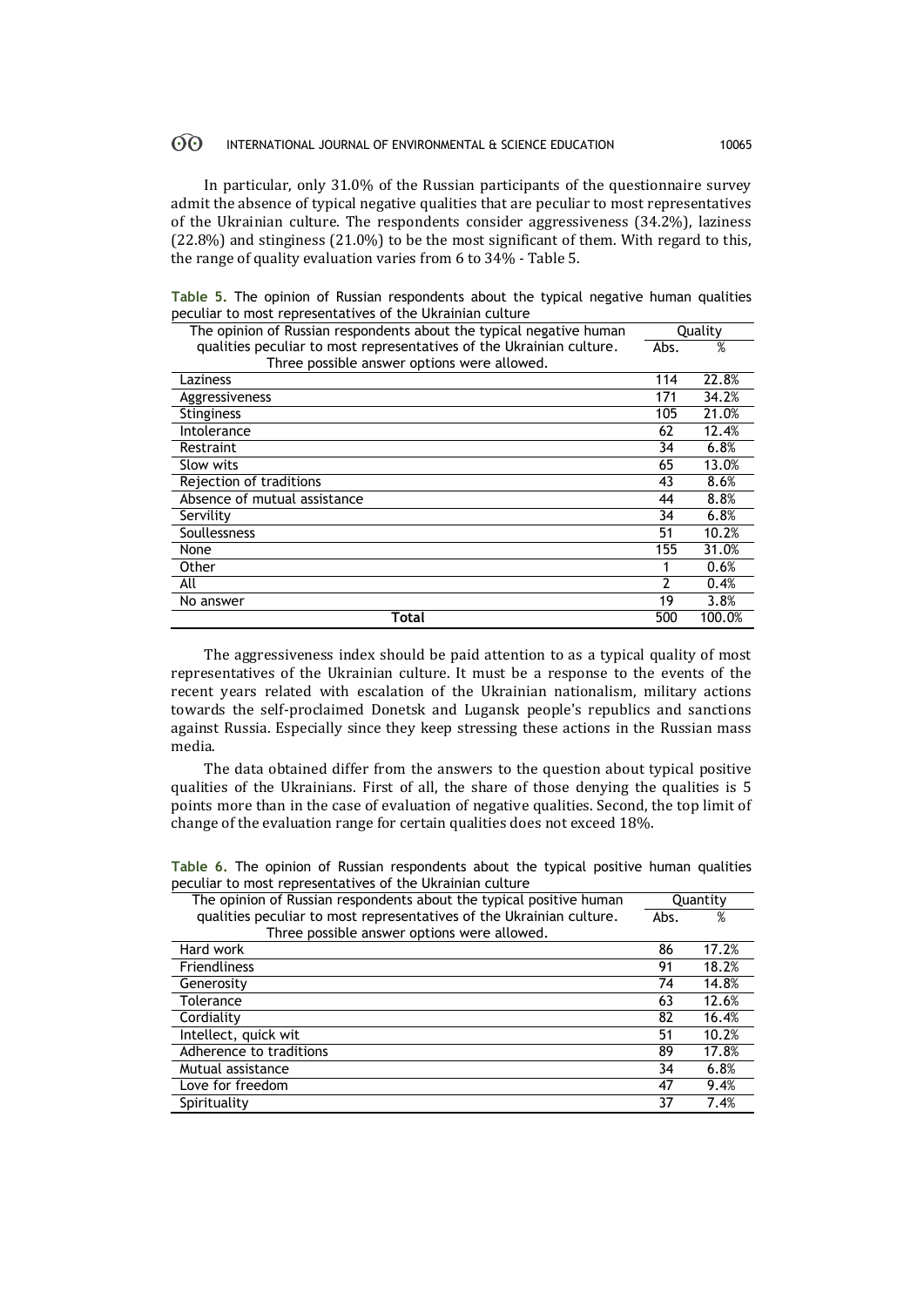In particular, only 31.0% of the Russian participants of the questionnaire survey admit the absence of typical negative qualities that are peculiar to most representatives of the Ukrainian culture. The respondents consider aggressiveness (34.2%), laziness (22.8%) and stinginess (21.0%) to be the most significant of them. With regard to this, the range of quality evaluation varies from 6 to 34% - Table 5.

**Table 5.** The opinion of Russian respondents about the typical negative human qualities peculiar to most representatives of the Ukrainian culture

| The opinion of Russian respondents about the typical negative human qualities peculiar to most representatives of the Ukrainian culture. Three possible answer options were allowed. | Quality | |
|---|---|---|
| | Abs. | % |
| Laziness | 114 | 22.8% |
| Aggressiveness | 171 | 34.2% |
| Stinginess | 105 | 21.0% |
| Intolerance | 62 | 12.4% |
| Restraint | 34 | 6.8% |
| Slow wits | 65 | 13.0% |
| Rejection of traditions | 43 | 8.6% |
| Absence of mutual assistance | 44 | 8.8% |
| Servility | 34 | 6.8% |
| Soullessness | 51 | 10.2% |
| None | 155 | 31.0% |
| Other | 1 | 0.6% |
| All | 2 | 0.4% |
| No answer | 19 | 3.8% |
| **Total** | 500 | 100.0% |

The aggressiveness index should be paid attention to as a typical quality of most representatives of the Ukrainian culture. It must be a response to the events of the recent years related with escalation of the Ukrainian nationalism, military actions towards the self-proclaimed Donetsk and Lugansk people's republics and sanctions against Russia. Especially since they keep stressing these actions in the Russian mass media.

The data obtained differ from the answers to the question about typical positive qualities of the Ukrainians. First of all, the share of those denying the qualities is 5 points more than in the case of evaluation of negative qualities. Second, the top limit of change of the evaluation range for certain qualities does not exceed 18%.

**Table 6.** The opinion of Russian respondents about the typical positive human qualities peculiar to most representatives of the Ukrainian culture

| The opinion of Russian respondents about the typical positive human qualities peculiar to most representatives of the Ukrainian culture. Three possible answer options were allowed. | Quantity | |
|---|---|---|
| | Abs. | % |
| Hard work | 86 | 17.2% |
| Friendliness | 91 | 18.2% |
| Generosity | 74 | 14.8% |
| Tolerance | 63 | 12.6% |
| Cordiality | 82 | 16.4% |
| Intellect, quick wit | 51 | 10.2% |
| Adherence to traditions | 89 | 17.8% |
| Mutual assistance | 34 | 6.8% |
| Love for freedom | 47 | 9.4% |
| Spirituality | 37 | 7.4% |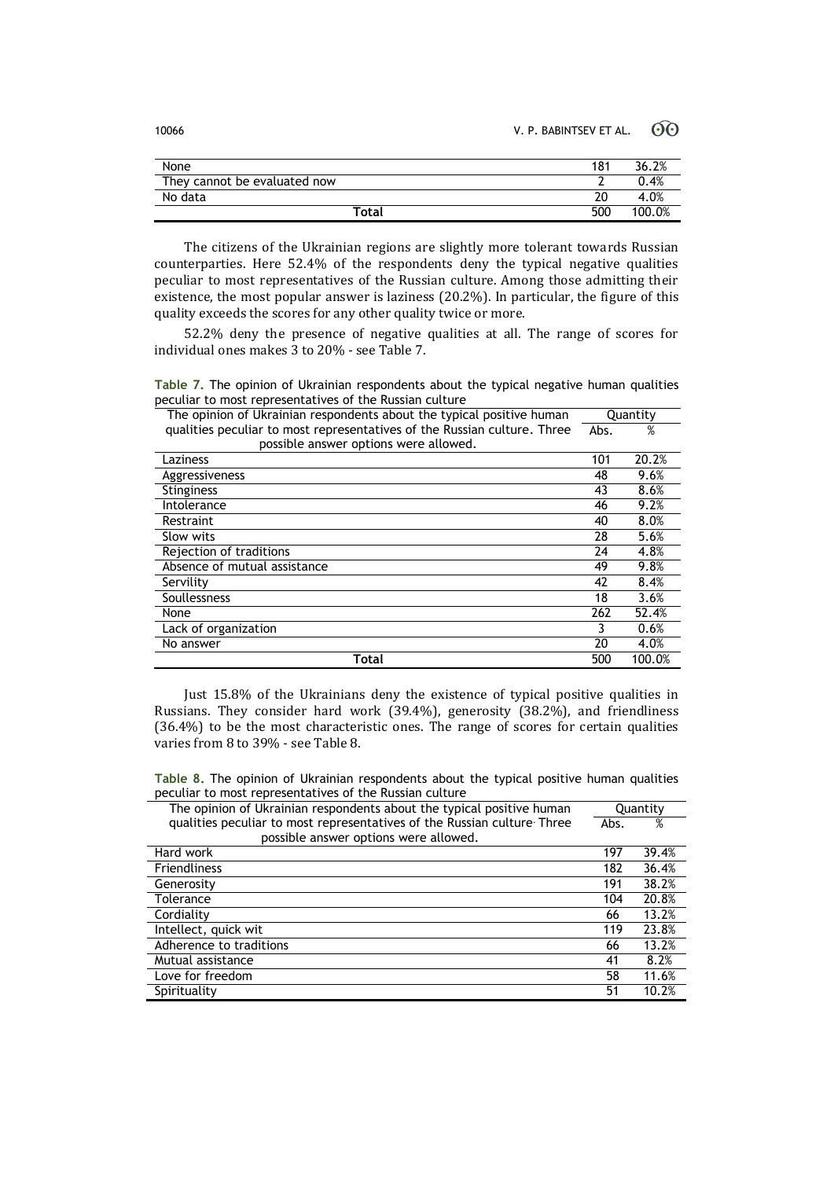| None | 181 | 36.2% |
|---|---|---|
| They cannot be evaluated now | 2 | 0.4% |
| No data | 20 | 4.0% |
| **Total** | 500 | 100.0% |

The citizens of the Ukrainian regions are slightly more tolerant towards Russian counterparties. Here 52.4% of the respondents deny the typical negative qualities peculiar to most representatives of the Russian culture. Among those admitting their existence, the most popular answer is laziness (20.2%). In particular, the figure of this quality exceeds the scores for any other quality twice or more.

52.2% deny the presence of negative qualities at all. The range of scores for individual ones makes 3 to 20% - see Table 7.

**Table 7.** The opinion of Ukrainian respondents about the typical negative human qualities peculiar to most representatives of the Russian culture

| The opinion of Ukrainian respondents about the typical positive human qualities peculiar to most representatives of the Russian culture. Three possible answer options were allowed. | Quantity | |
|---|---|---|
| | Abs. | % |
| Laziness | 101 | 20.2% |
| Aggressiveness | 48 | 9.6% |
| Stinginess | 43 | 8.6% |
| Intolerance | 46 | 9.2% |
| Restraint | 40 | 8.0% |
| Slow wits | 28 | 5.6% |
| Rejection of traditions | 24 | 4.8% |
| Absence of mutual assistance | 49 | 9.8% |
| Servility | 42 | 8.4% |
| Soullessness | 18 | 3.6% |
| None | 262 | 52.4% |
| Lack of organization | 3 | 0.6% |
| No answer | 20 | 4.0% |
| **Total** | 500 | 100.0% |

Just 15.8% of the Ukrainians deny the existence of typical positive qualities in Russians. They consider hard work (39.4%), generosity (38.2%), and friendliness (36.4%) to be the most characteristic ones. The range of scores for certain qualities varies from 8 to 39% - see Table 8.

**Table 8.** The opinion of Ukrainian respondents about the typical positive human qualities peculiar to most representatives of the Russian culture

| The opinion of Ukrainian respondents about the typical positive human qualities peculiar to most representatives of the Russian culture. Three possible answer options were allowed. | Quantity | |
|---|---|---|
| | Abs. | % |
| Hard work | 197 | 39.4% |
| Friendliness | 182 | 36.4% |
| Generosity | 191 | 38.2% |
| Tolerance | 104 | 20.8% |
| Cordiality | 66 | 13.2% |
| Intellect, quick wit | 119 | 23.8% |
| Adherence to traditions | 66 | 13.2% |
| Mutual assistance | 41 | 8.2% |
| Love for freedom | 58 | 11.6% |
| Spirituality | 51 | 10.2% |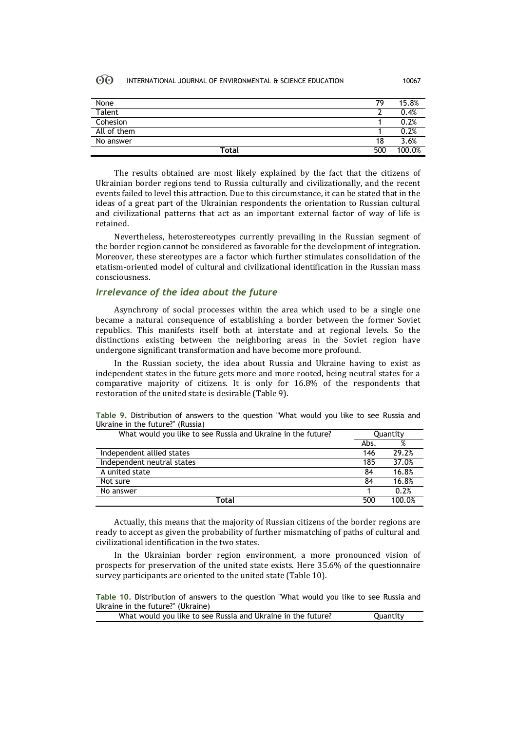| None | 79 | 15.8% |
|---|---|---|
| Talent | 2 | 0.4% |
| Cohesion | 1 | 0.2% |
| All of them | 1 | 0.2% |
| No answer | 18 | 3.6% |
| **Total** | 500 | 100.0% |

The results obtained are most likely explained by the fact that the citizens of Ukrainian border regions tend to Russia culturally and civilizationally, and the recent events failed to level this attraction. Due to this circumstance, it can be stated that in the ideas of a great part of the Ukrainian respondents the orientation to Russian cultural and civilizational patterns that act as an important external factor of way of life is retained.

Nevertheless, heterostereotypes currently prevailing in the Russian segment of the border region cannot be considered as favorable for the development of integration. Moreover, these stereotypes are a factor which further stimulates consolidation of the etatism-oriented model of cultural and civilizational identification in the Russian mass consciousness.

## *Irrelevance of the idea about the future*

Asynchrony of social processes within the area which used to be a single one became a natural consequence of establishing a border between the former Soviet republics. This manifests itself both at interstate and at regional levels. So the distinctions existing between the neighboring areas in the Soviet region have undergone significant transformation and have become more profound.

In the Russian society, the idea about Russia and Ukraine having to exist as independent states in the future gets more and more rooted, being neutral states for a comparative majority of citizens. It is only for 16.8% of the respondents that restoration of the united state is desirable (Table 9).

**Table 9.** Distribution of answers to the question "What would you like to see Russia and Ukraine in the future?" (Russia)

| What would you like to see Russia and Ukraine in the future? | Quantity | |
|---|---|---|
| | Abs. | % |
| Independent allied states | 146 | 29.2% |
| Independent neutral states | 185 | 37.0% |
| A united state | 84 | 16.8% |
| Not sure | 84 | 16.8% |
| No answer | 1 | 0.2% |
| **Total** | 500 | 100.0% |

Actually, this means that the majority of Russian citizens of the border regions are ready to accept as given the probability of further mismatching of paths of cultural and civilizational identification in the two states.

In the Ukrainian border region environment, a more pronounced vision of prospects for preservation of the united state exists. Here 35.6% of the questionnaire survey participants are oriented to the united state (Table 10).

**Table 10.** Distribution of answers to the question "What would you like to see Russia and Ukraine in the future?" (Ukraine)

| What would you like to see Russia and Ukraine in the future? | Quantity |
|---|---|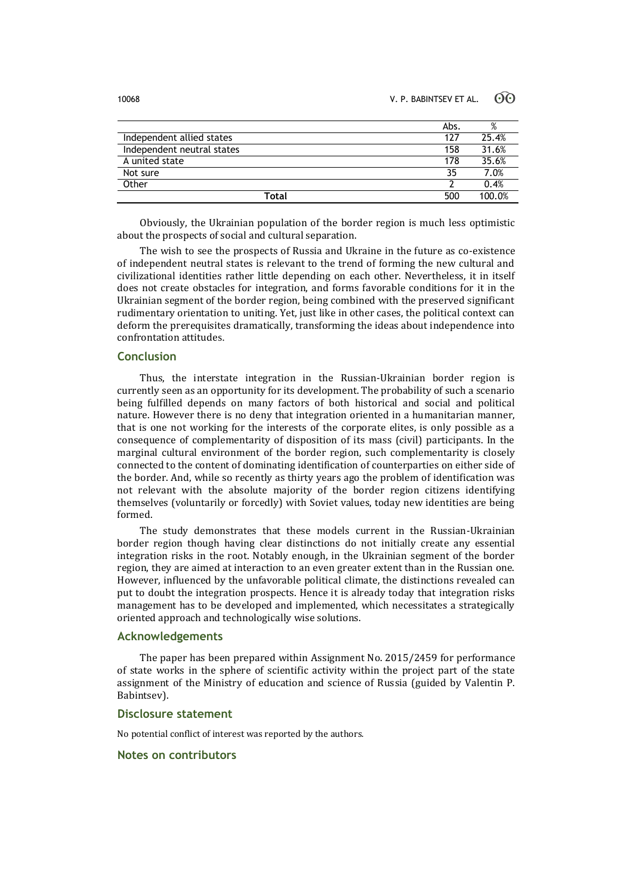| | Abs. | % |
|---|---|---|
| Independent allied states | 127 | 25.4% |
| Independent neutral states | 158 | 31.6% |
| A united state | 178 | 35.6% |
| Not sure | 35 | 7.0% |
| Other | 2 | 0.4% |
| **Total** | 500 | 100.0% |

Obviously, the Ukrainian population of the border region is much less optimistic about the prospects of social and cultural separation.

The wish to see the prospects of Russia and Ukraine in the future as co-existence of independent neutral states is relevant to the trend of forming the new cultural and civilizational identities rather little depending on each other. Nevertheless, it in itself does not create obstacles for integration, and forms favorable conditions for it in the Ukrainian segment of the border region, being combined with the preserved significant rudimentary orientation to uniting. Yet, just like in other cases, the political context can deform the prerequisites dramatically, transforming the ideas about independence into confrontation attitudes.

## Conclusion

Thus, the interstate integration in the Russian-Ukrainian border region is currently seen as an opportunity for its development. The probability of such a scenario being fulfilled depends on many factors of both historical and social and political nature. However there is no deny that integration oriented in a humanitarian manner, that is one not working for the interests of the corporate elites, is only possible as a consequence of complementarity of disposition of its mass (civil) participants. In the marginal cultural environment of the border region, such complementarity is closely connected to the content of dominating identification of counterparties on either side of the border. And, while so recently as thirty years ago the problem of identification was not relevant with the absolute majority of the border region citizens identifying themselves (voluntarily or forcedly) with Soviet values, today new identities are being formed.

The study demonstrates that these models current in the Russian-Ukrainian border region though having clear distinctions do not initially create any essential integration risks in the root. Notably enough, in the Ukrainian segment of the border region, they are aimed at interaction to an even greater extent than in the Russian one. However, influenced by the unfavorable political climate, the distinctions revealed can put to doubt the integration prospects. Hence it is already today that integration risks management has to be developed and implemented, which necessitates a strategically oriented approach and technologically wise solutions.

## Acknowledgements

The paper has been prepared within Assignment No. 2015/2459 for performance of state works in the sphere of scientific activity within the project part of the state assignment of the Ministry of education and science of Russia (guided by Valentin P. Babintsev).

## Disclosure statement

No potential conflict of interest was reported by the authors.

## Notes on contributors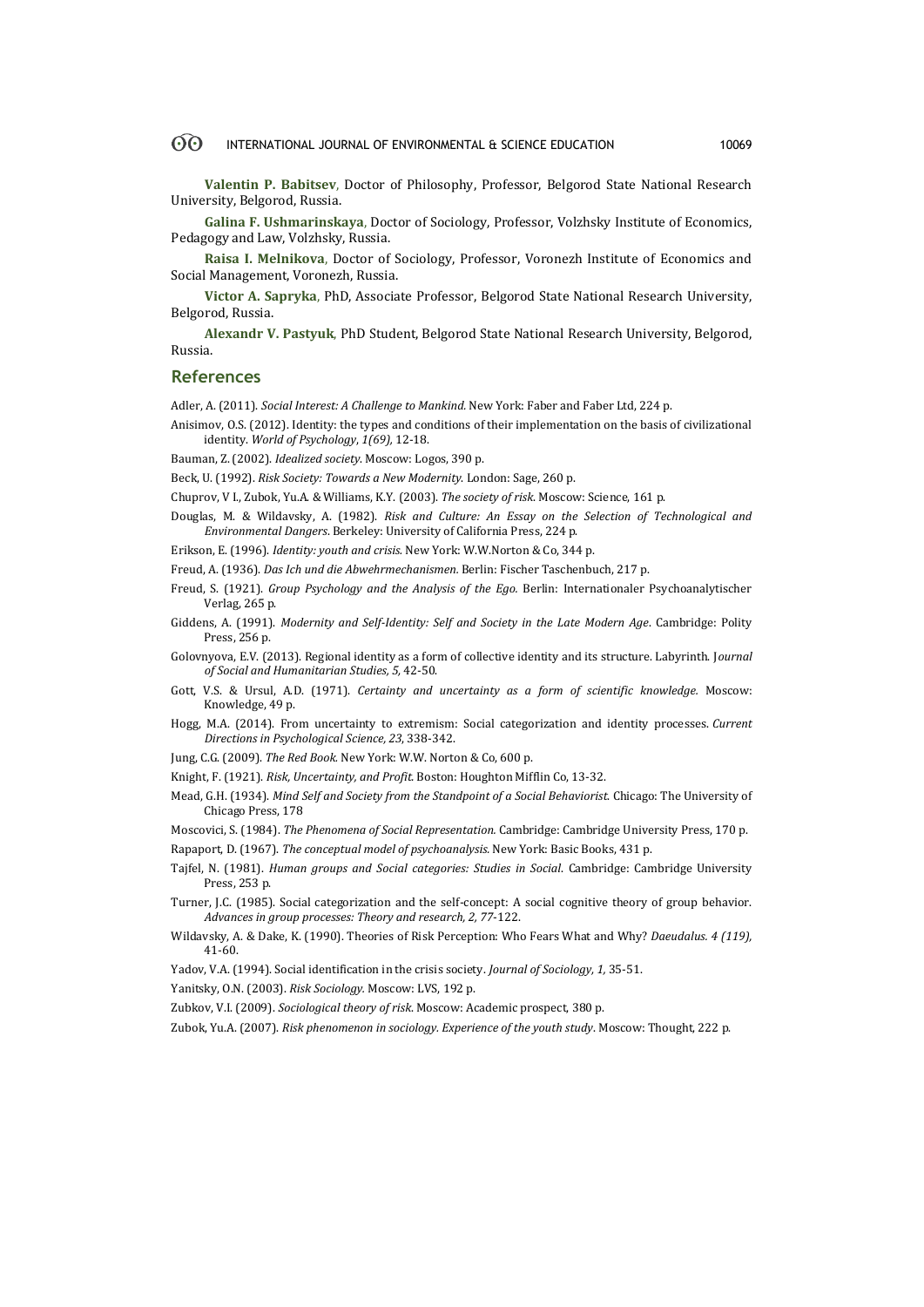**Valentin P. Babitsev**, Doctor of Philosophy, Professor, Belgorod State National Research University, Belgorod, Russia.

**Galina F. Ushmarinskaya**, Doctor of Sociology, Professor, Volzhsky Institute of Economics, Pedagogy and Law, Volzhsky, Russia.

**Raisa I. Melnikova**, Doctor of Sociology, Professor, Voronezh Institute of Economics and Social Management, Voronezh, Russia.

**Victor A. Sapryka**, PhD, Associate Professor, Belgorod State National Research University, Belgorod, Russia.

**Alexandr V. Pastyuk**, PhD Student, Belgorod State National Research University, Belgorod, Russia.

## References

Adler, A. (2011). *Social Interest: A Challenge to Mankind.* New York: Faber and Faber Ltd, 224 p.

Anisimov, O.S. (2012). Identity: the types and conditions of their implementation on the basis of civilizational identity. *World of Psychology*, *1(69)*, 12-18.

Bauman, Z. (2002). *Idealized society.* Moscow: Logos, 390 p.

Beck, U. (1992). *Risk Society: Towards a New Modernity.* London: Sage, 260 p.

Chuprov, V I., Zubok, Yu.A. & Williams, K.Y. (2003). *The society of risk.* Moscow: Science, 161 p.

Douglas, M. & Wildavsky, A. (1982). *Risk and Culture: An Essay on the Selection of Technological and Environmental Dangers*. Berkeley: University of California Press, 224 p.

Erikson, E. (1996). *Identity: youth and crisis.* New York: W.W.Norton & Co, 344 p.

Freud, A. (1936). *Das Ich und die Abwehrmechanismen.* Berlin: Fischer Taschenbuch, 217 p.

Freud, S. (1921). *Group Psychology and the Analysis of the Ego.* Berlin: Internationaler Psychoanalytischer Verlag, 265 p.

Giddens, A. (1991). *Modernity and Self-Identity: Self and Society in the Late Modern Age*. Cambridge: Polity Press, 256 p.

Golovnyova, E.V. (2013). Regional identity as a form of collective identity and its structure. Labyrinth. J*ournal of Social and Humanitarian Studies, 5,* 42-50.

Gott, V.S. & Ursul, A.D. (1971). *Certainty and uncertainty as a form of scientific knowledge.* Moscow: Knowledge, 49 p.

Hogg, M.A. (2014). From uncertainty to extremism: Social categorization and identity processes. *Current Directions in Psychological Science, 23*, 338-342.

Jung, C.G. (2009). *The Red Book.* New York: W.W. Norton & Co, 600 p.

Knight, F. (1921). *Risk, Uncertainty, and Profit.* Boston: Houghton Mifflin Co, 13-32.

Mead, G.H. (1934). *Mind Self and Society from the Standpoint of a Social Behaviorist.* Chicago: The University of Chicago Press, 178

Moscovici, S. (1984). *The Phenomena of Social Representation.* Cambridge: Cambridge University Press, 170 p.

Rapaport, D. (1967). *The conceptual model of psychoanalysis.* New York: Basic Books, 431 p.

Tajfel, N. (1981). *Human groups and Social categories: Studies in Social.* Cambridge: Cambridge University Press, 253 p.

Turner, J.C. (1985). Social categorization and the self-concept: A social cognitive theory of group behavior. *Advances in group processes: Theory and research, 2,* 77-122.

Wildavsky, A. & Dake, K. (1990). Theories of Risk Perception: Who Fears What and Why? *Daeudalus. 4 (119),* 41-60.

Yadov, V.A. (1994). Social identification in the crisis society. *Journal of Sociology*, *1,* 35-51.

Yanitsky, O.N. (2003). *Risk Sociology.* Moscow: LVS, 192 p.

Zubkov, V.I. (2009). *Sociological theory of risk.* Moscow: Academic prospect, 380 p.

Zubok, Yu.A. (2007). *Risk phenomenon in sociology. Experience of the youth study*. Moscow: Thought, 222 p.